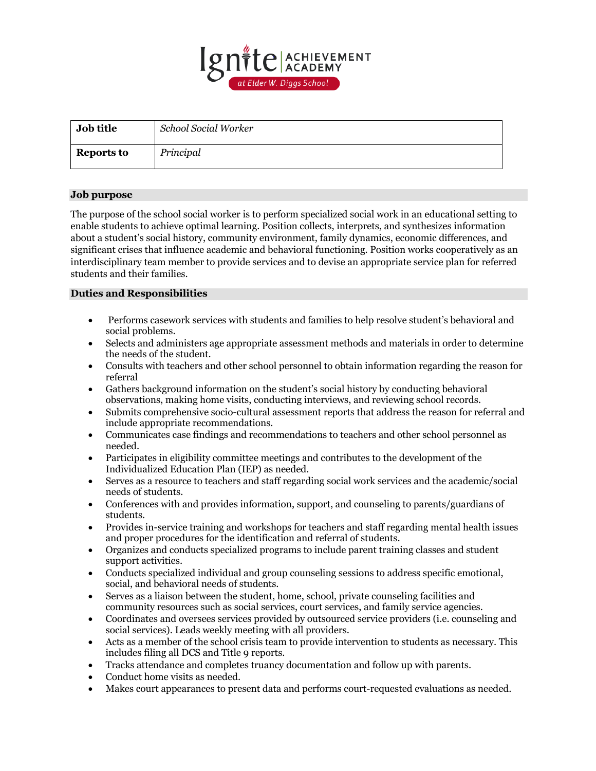Ignite | ACHIEVEMENT ACADEMY

at Elder W. Diggs School

| Job title | *School Social Worker* |
| --- | --- |
| Reports to | *Principal* |

## Job purpose

The purpose of the school social worker is to perform specialized social work in an educational setting to enable students to achieve optimal learning. Position collects, interprets, and synthesizes information about a student's social history, community environment, family dynamics, economic differences, and significant crises that influence academic and behavioral functioning. Position works cooperatively as an interdisciplinary team member to provide services and to devise an appropriate service plan for referred students and their families.

## Duties and Responsibilities

- Performs casework services with students and families to help resolve student's behavioral and social problems.
- Selects and administers age appropriate assessment methods and materials in order to determine the needs of the student.
- Consults with teachers and other school personnel to obtain information regarding the reason for referral
- Gathers background information on the student's social history by conducting behavioral observations, making home visits, conducting interviews, and reviewing school records.
- Submits comprehensive socio-cultural assessment reports that address the reason for referral and include appropriate recommendations.
- Communicates case findings and recommendations to teachers and other school personnel as needed.
- Participates in eligibility committee meetings and contributes to the development of the Individualized Education Plan (IEP) as needed.
- Serves as a resource to teachers and staff regarding social work services and the academic/social needs of students.
- Conferences with and provides information, support, and counseling to parents/guardians of students.
- Provides in-service training and workshops for teachers and staff regarding mental health issues and proper procedures for the identification and referral of students.
- Organizes and conducts specialized programs to include parent training classes and student support activities.
- Conducts specialized individual and group counseling sessions to address specific emotional, social, and behavioral needs of students.
- Serves as a liaison between the student, home, school, private counseling facilities and community resources such as social services, court services, and family service agencies.
- Coordinates and oversees services provided by outsourced service providers (i.e. counseling and social services). Leads weekly meeting with all providers.
- Acts as a member of the school crisis team to provide intervention to students as necessary. This includes filing all DCS and Title 9 reports.
- Tracks attendance and completes truancy documentation and follow up with parents.
- Conduct home visits as needed.
- Makes court appearances to present data and performs court-requested evaluations as needed.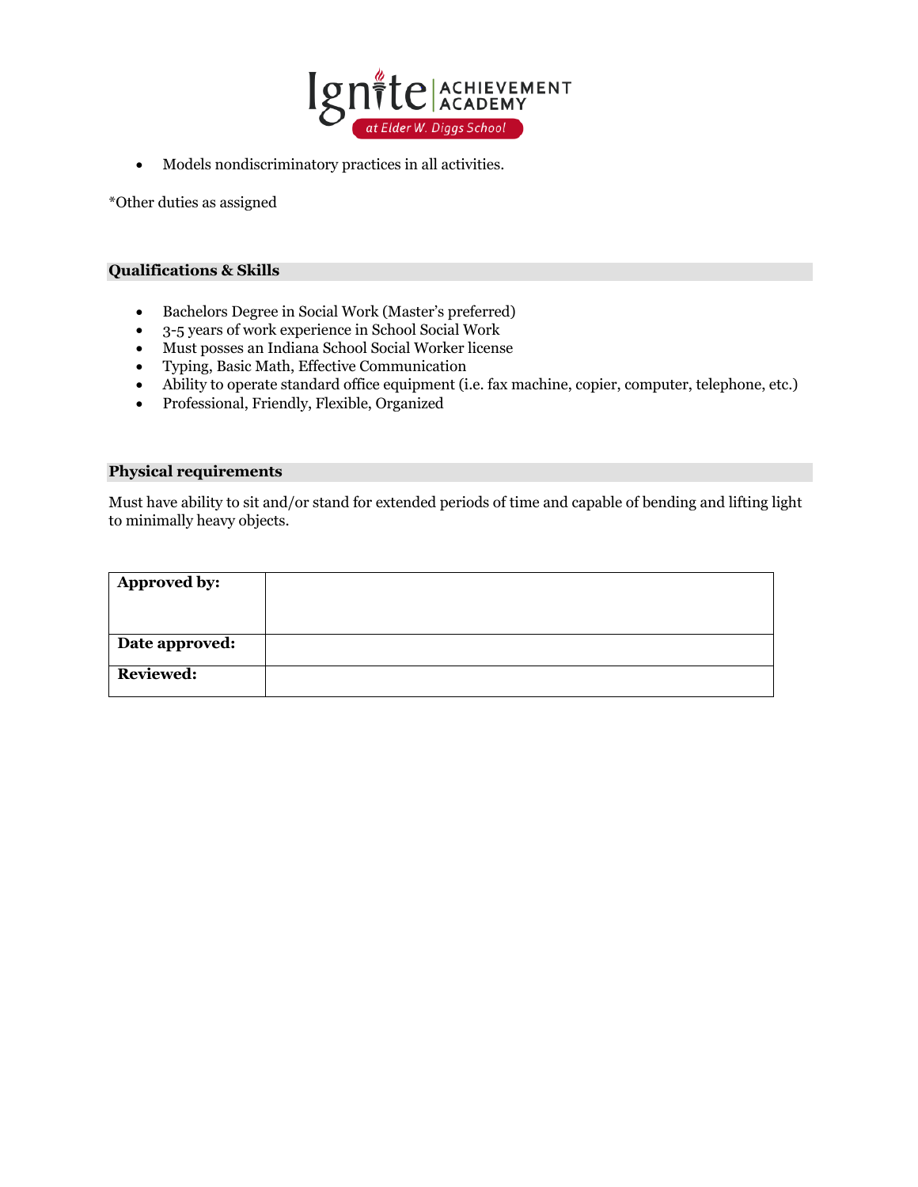- Models nondiscriminatory practices in all activities.

*Other duties as assigned

## Qualifications & Skills

- Bachelors Degree in Social Work (Master's preferred)
- 3-5 years of work experience in School Social Work
- Must posses an Indiana School Social Worker license
- Typing, Basic Math, Effective Communication
- Ability to operate standard office equipment (i.e. fax machine, copier, computer, telephone, etc.)
- Professional, Friendly, Flexible, Organized

## Physical requirements

Must have ability to sit and/or stand for extended periods of time and capable of bending and lifting light to minimally heavy objects.

| | |
|---|---|
| **Approved by:** | |
| **Date approved:** | |
| **Reviewed:** | |